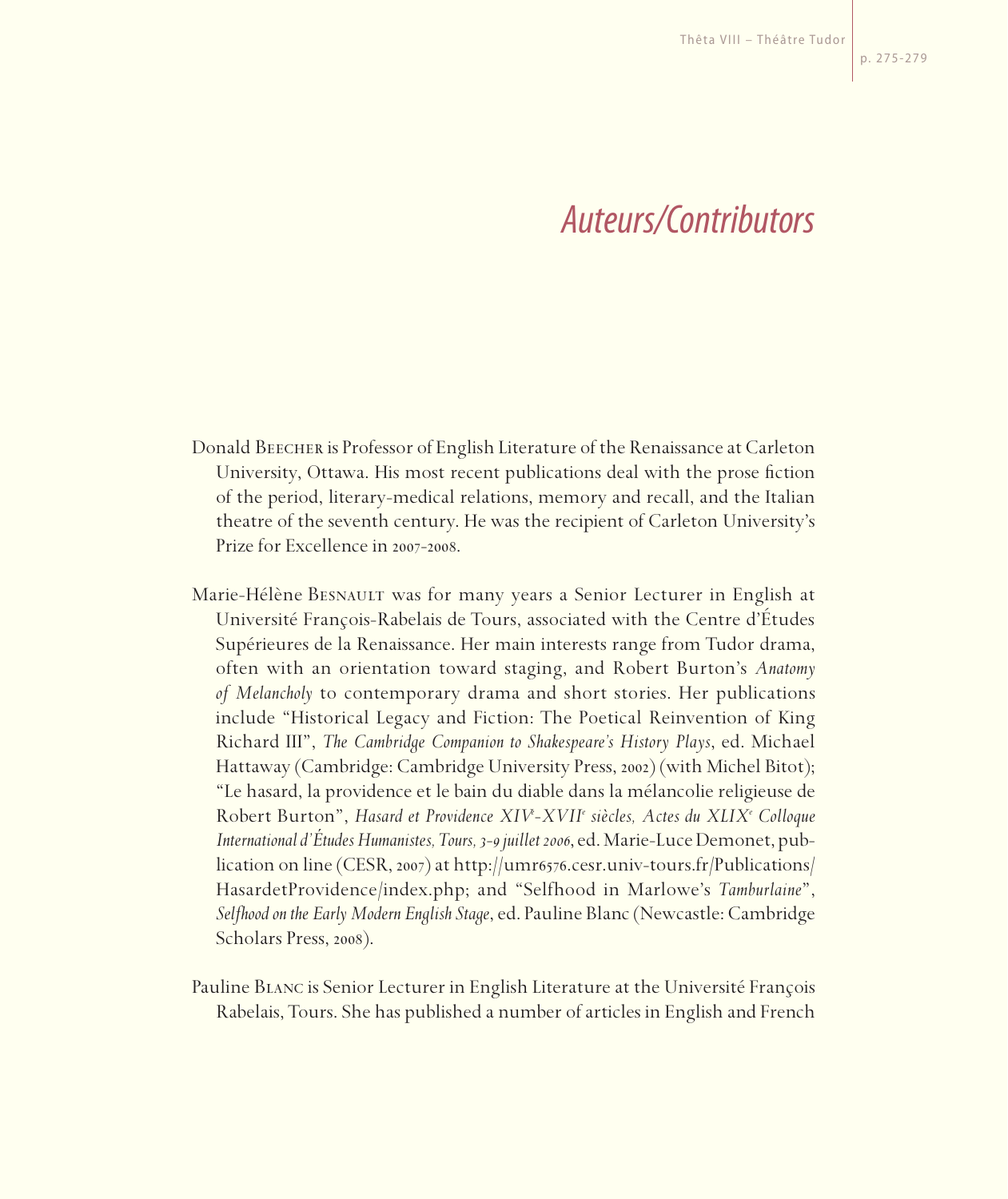# *Auteurs/Contributors*

Donald Beecher is Professor of English Literature of the Renaissance at Carleton University, Ottawa. His most recent publications deal with the prose fiction of the period, literary-medical relations, memory and recall, and the Italian theatre of the seventh century. He was the recipient of Carleton University's Prize for Excellence in 2007-2008.

Marie-Hélène Besnault was for many years a Senior Lecturer in English at Université François-Rabelais de Tours, associated with the Centre d'Études Supérieures de la Renaissance. Her main interests range from Tudor drama, often with an orientation toward staging, and Robert Burton's *Anatomy of Melancholy* to contemporary drama and short stories. Her publications include "Historical Legacy and Fiction: The Poetical Reinvention of King Richard III", *The Cambridge Companion to Shakespeare's History Plays*, ed. Michael Hattaway (Cambridge: Cambridge University Press, 2002) (with Michel Bitot); "Le hasard, la providence et le bain du diable dans la mélancolie religieuse de Robert Burton", *Hasard et Providence XIV^e^-XVII^e^ siècles, Actes du XLIX^e^ Colloque International d'Études Humanistes, Tours, 3-9 juillet 2006*, ed. Marie-Luce Demonet, publication on line (CESR, 2007) at http://umr6576.cesr.univ-tours.fr/Publications/HasardetProvidence/index.php; and "Selfhood in Marlowe's *Tamburlaine*", *Selfhood on the Early Modern English Stage*, ed. Pauline Blanc (Newcastle: Cambridge Scholars Press, 2008).

Pauline Blanc is Senior Lecturer in English Literature at the Université François Rabelais, Tours. She has published a number of articles in English and French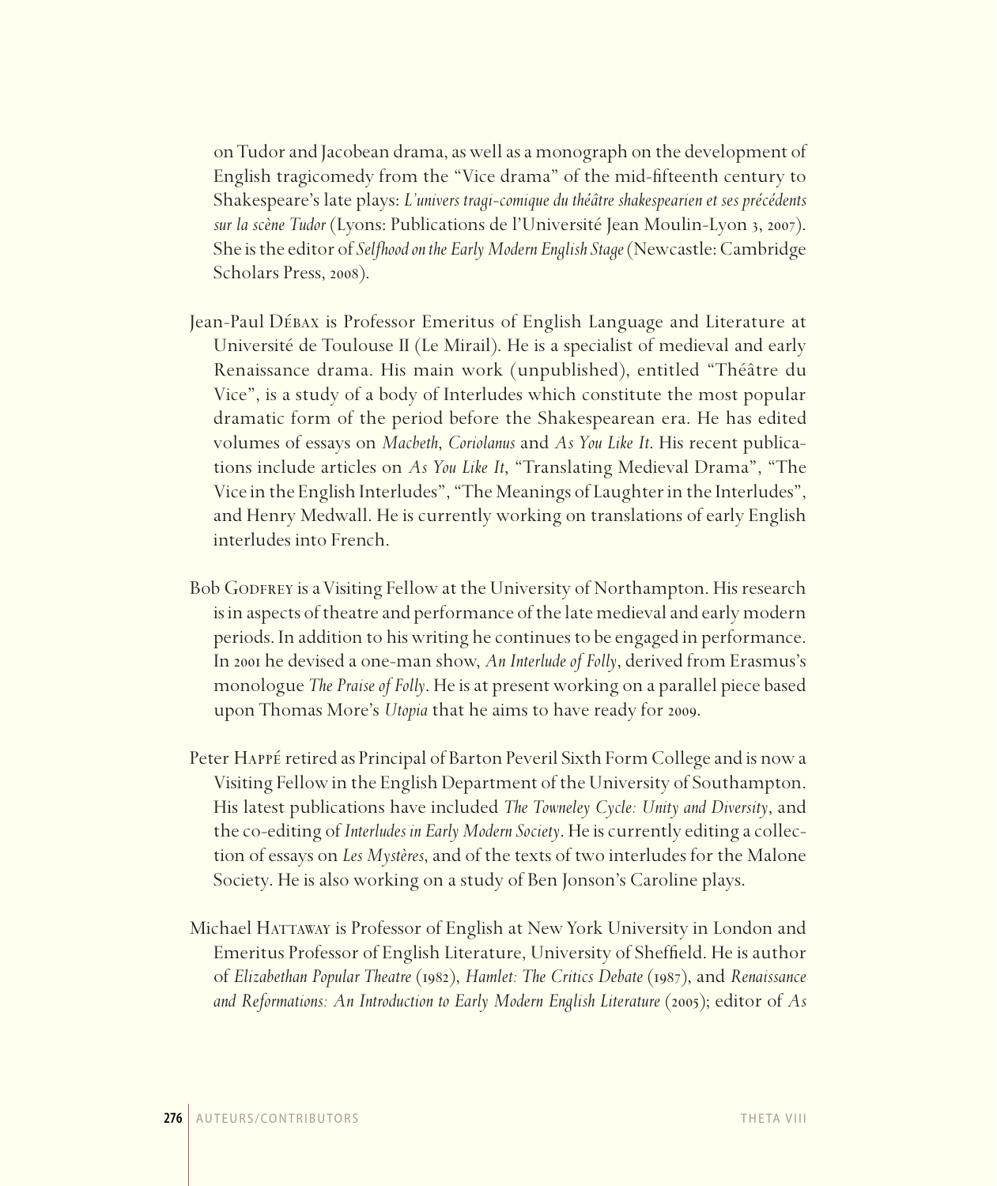on Tudor and Jacobean drama, as well as a monograph on the development of English tragicomedy from the "Vice drama" of the mid-fifteenth century to Shakespeare's late plays: *L'univers tragi-comique du théâtre shakespearien et ses précédents sur la scène Tudor* (Lyons: Publications de l'Université Jean Moulin-Lyon 3, 2007). She is the editor of *Selfhood on the Early Modern English Stage* (Newcastle: Cambridge Scholars Press, 2008).

Jean-Paul Débax is Professor Emeritus of English Language and Literature at Université de Toulouse II (Le Mirail). He is a specialist of medieval and early Renaissance drama. His main work (unpublished), entitled "Théâtre du Vice", is a study of a body of Interludes which constitute the most popular dramatic form of the period before the Shakespearean era. He has edited volumes of essays on *Macbeth*, *Coriolanus* and *As You Like It*. His recent publications include articles on *As You Like It*, "Translating Medieval Drama", "The Vice in the English Interludes", "The Meanings of Laughter in the Interludes", and Henry Medwall. He is currently working on translations of early English interludes into French.

Bob Godfrey is a Visiting Fellow at the University of Northampton. His research is in aspects of theatre and performance of the late medieval and early modern periods. In addition to his writing he continues to be engaged in performance. In 2001 he devised a one-man show, *An Interlude of Folly*, derived from Erasmus's monologue *The Praise of Folly*. He is at present working on a parallel piece based upon Thomas More's *Utopia* that he aims to have ready for 2009.

Peter Happé retired as Principal of Barton Peveril Sixth Form College and is now a Visiting Fellow in the English Department of the University of Southampton. His latest publications have included *The Towneley Cycle: Unity and Diversity*, and the co-editing of *Interludes in Early Modern Society*. He is currently editing a collection of essays on *Les Mystères*, and of the texts of two interludes for the Malone Society. He is also working on a study of Ben Jonson's Caroline plays.

Michael Hattaway is Professor of English at New York University in London and Emeritus Professor of English Literature, University of Sheffield. He is author of *Elizabethan Popular Theatre* (1982), *Hamlet: The Critics Debate* (1987), and *Renaissance and Reformations: An Introduction to Early Modern English Literature* (2005); editor of *As*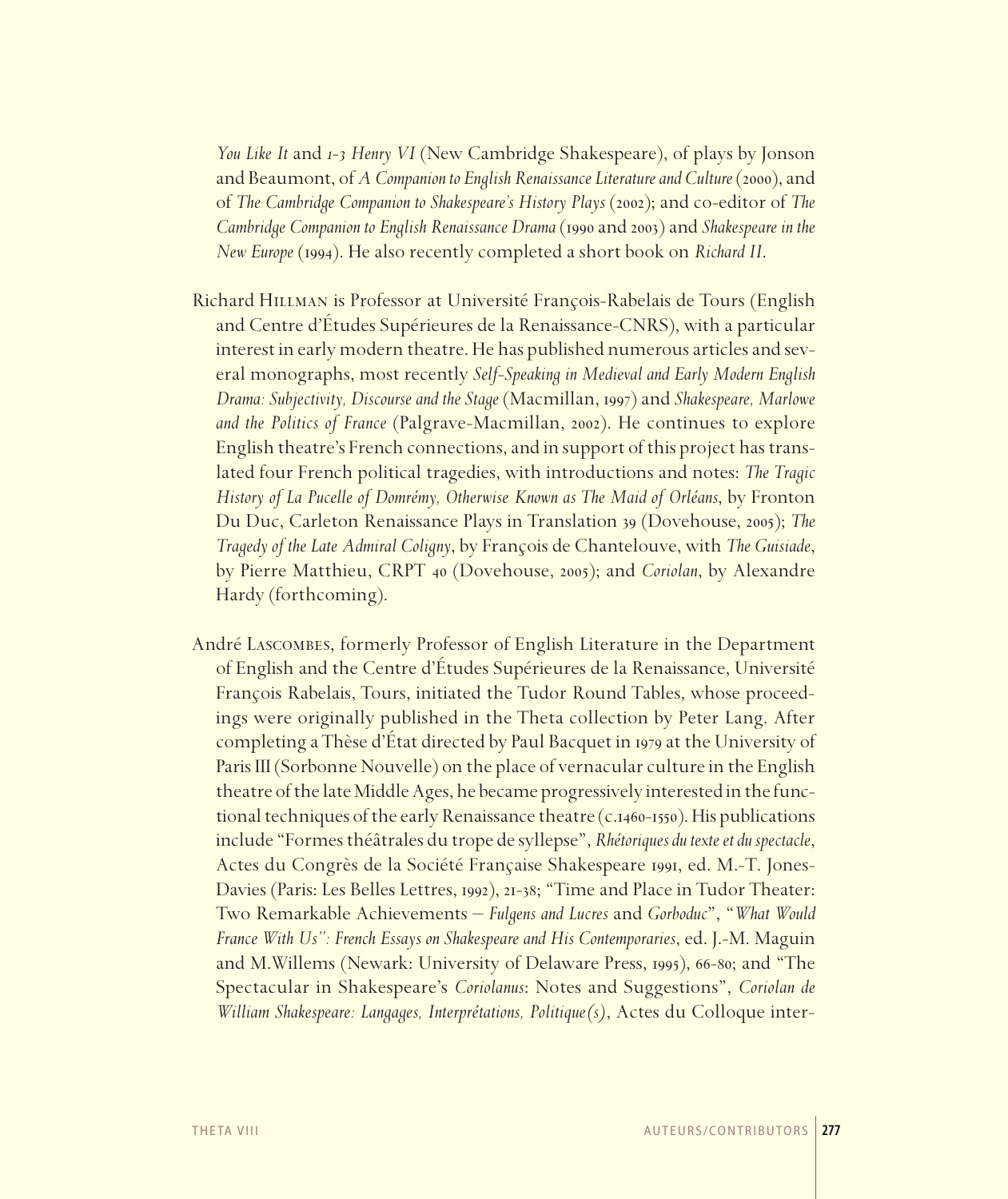*You Like It* and *1-3 Henry VI* (New Cambridge Shakespeare), of plays by Jonson and Beaumont, of *A Companion to English Renaissance Literature and Culture* (2000), and of *The Cambridge Companion to Shakespeare's History Plays* (2002); and co-editor of *The Cambridge Companion to English Renaissance Drama* (1990 and 2003) and *Shakespeare in the New Europe* (1994). He also recently completed a short book on *Richard II*.

Richard Hillman is Professor at Université François-Rabelais de Tours (English and Centre d'Études Supérieures de la Renaissance-CNRS), with a particular interest in early modern theatre. He has published numerous articles and several monographs, most recently *Self-Speaking in Medieval and Early Modern English Drama: Subjectivity, Discourse and the Stage* (Macmillan, 1997) and *Shakespeare, Marlowe and the Politics of France* (Palgrave-Macmillan, 2002). He continues to explore English theatre's French connections, and in support of this project has translated four French political tragedies, with introductions and notes: *The Tragic History of La Pucelle of Domrémy, Otherwise Known as The Maid of Orléans*, by Fronton Du Duc, Carleton Renaissance Plays in Translation 39 (Dovehouse, 2005); *The Tragedy of the Late Admiral Coligny*, by François de Chantelouve, with *The Guisiade*, by Pierre Matthieu, CRPT 40 (Dovehouse, 2005); and *Coriolan*, by Alexandre Hardy (forthcoming).

André Lascombes, formerly Professor of English Literature in the Department of English and the Centre d'Études Supérieures de la Renaissance, Université François Rabelais, Tours, initiated the Tudor Round Tables, whose proceedings were originally published in the Theta collection by Peter Lang. After completing a Thèse d'État directed by Paul Bacquet in 1979 at the University of Paris III (Sorbonne Nouvelle) on the place of vernacular culture in the English theatre of the late Middle Ages, he became progressively interested in the functional techniques of the early Renaissance theatre (c.1460-1550). His publications include "Formes théâtrales du trope de syllepse", *Rhétoriques du texte et du spectacle*, Actes du Congrès de la Société Française Shakespeare 1991, ed. M.-T. Jones-Davies (Paris: Les Belles Lettres, 1992), 21-38; "Time and Place in Tudor Theater: Two Remarkable Achievements – *Fulgens and Lucres* and *Gorboduc*", "*What Would France With Us": French Essays on Shakespeare and His Contemporaries*, ed. J.-M. Maguin and M.Willems (Newark: University of Delaware Press, 1995), 66-80; and "The Spectacular in Shakespeare's *Coriolanus*: Notes and Suggestions", *Coriolan de William Shakespeare: Langages, Interprétations, Politique(s)*, Actes du Colloque inter-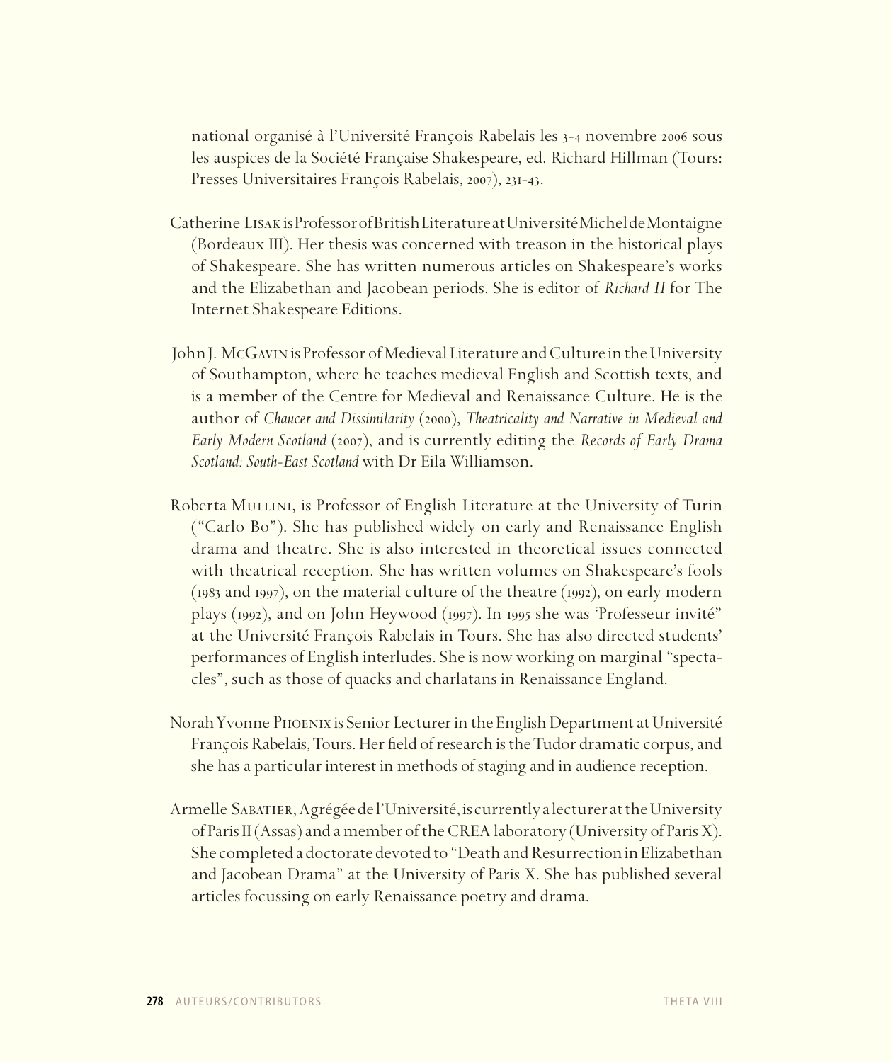national organisé à l'Université François Rabelais les 3-4 novembre 2006 sous les auspices de la Société Française Shakespeare, ed. Richard Hillman (Tours: Presses Universitaires François Rabelais, 2007), 231-43.

Catherine Lisak is Professor of British Literature at Université Michel de Montaigne (Bordeaux III). Her thesis was concerned with treason in the historical plays of Shakespeare. She has written numerous articles on Shakespeare's works and the Elizabethan and Jacobean periods. She is editor of *Richard II* for The Internet Shakespeare Editions.

John J. McGavin is Professor of Medieval Literature and Culture in the University of Southampton, where he teaches medieval English and Scottish texts, and is a member of the Centre for Medieval and Renaissance Culture. He is the author of *Chaucer and Dissimilarity* (2000), *Theatricality and Narrative in Medieval and Early Modern Scotland* (2007), and is currently editing the *Records of Early Drama Scotland: South-East Scotland* with Dr Eila Williamson.

Roberta Mullini, is Professor of English Literature at the University of Turin ("Carlo Bo"). She has published widely on early and Renaissance English drama and theatre. She is also interested in theoretical issues connected with theatrical reception. She has written volumes on Shakespeare's fools (1983 and 1997), on the material culture of the theatre (1992), on early modern plays (1992), and on John Heywood (1997). In 1995 she was 'Professeur invité" at the Université François Rabelais in Tours. She has also directed students' performances of English interludes. She is now working on marginal "spectacles", such as those of quacks and charlatans in Renaissance England.

Norah Yvonne Phoenix is Senior Lecturer in the English Department at Université François Rabelais, Tours. Her field of research is the Tudor dramatic corpus, and she has a particular interest in methods of staging and in audience reception.

Armelle Sabatier, Agrégée de l'Université, is currently a lecturer at the University of Paris II (Assas) and a member of the CREA laboratory (University of Paris X). She completed a doctorate devoted to "Death and Resurrection in Elizabethan and Jacobean Drama" at the University of Paris X. She has published several articles focussing on early Renaissance poetry and drama.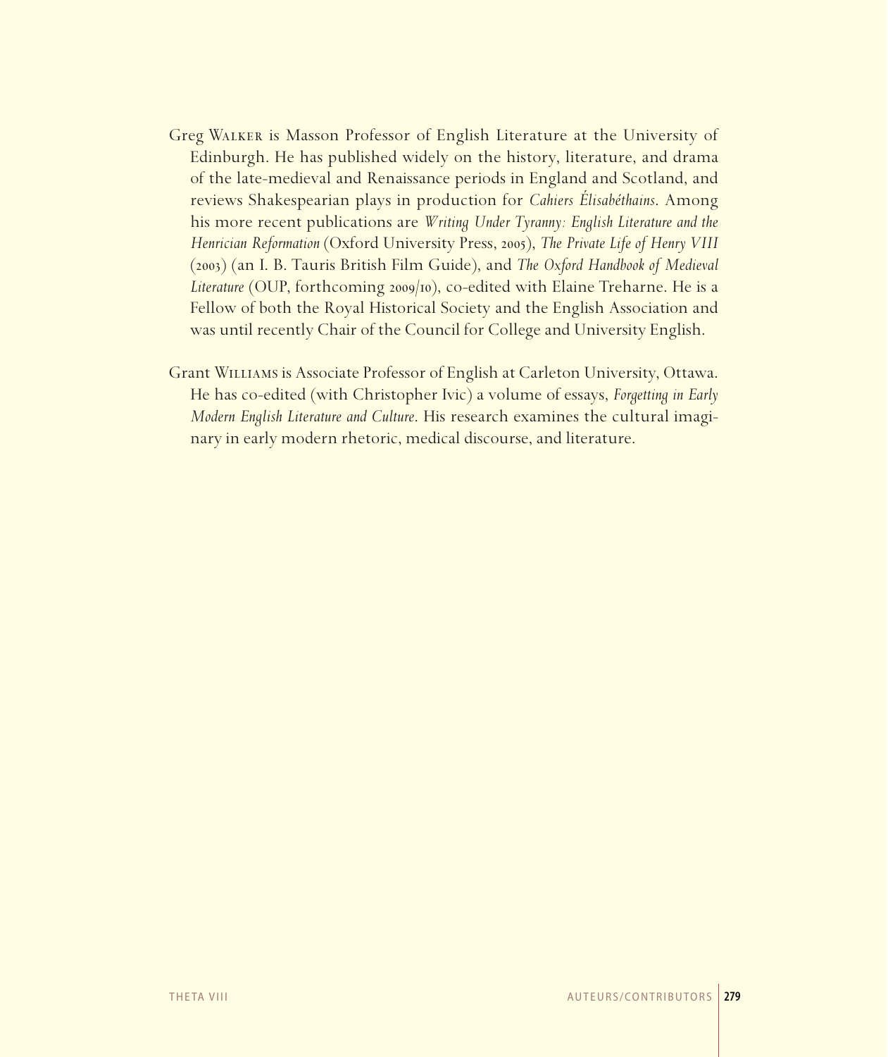Greg WALKER is Masson Professor of English Literature at the University of Edinburgh. He has published widely on the history, literature, and drama of the late-medieval and Renaissance periods in England and Scotland, and reviews Shakespearian plays in production for *Cahiers Élisabéthains*. Among his more recent publications are *Writing Under Tyranny: English Literature and the Henrician Reformation* (Oxford University Press, 2005), *The Private Life of Henry VIII* (2003) (an I. B. Tauris British Film Guide), and *The Oxford Handbook of Medieval Literature* (OUP, forthcoming 2009/10), co-edited with Elaine Treharne. He is a Fellow of both the Royal Historical Society and the English Association and was until recently Chair of the Council for College and University English.

Grant WILLIAMS is Associate Professor of English at Carleton University, Ottawa. He has co-edited (with Christopher Ivic) a volume of essays, *Forgetting in Early Modern English Literature and Culture*. His research examines the cultural imaginary in early modern rhetoric, medical discourse, and literature.